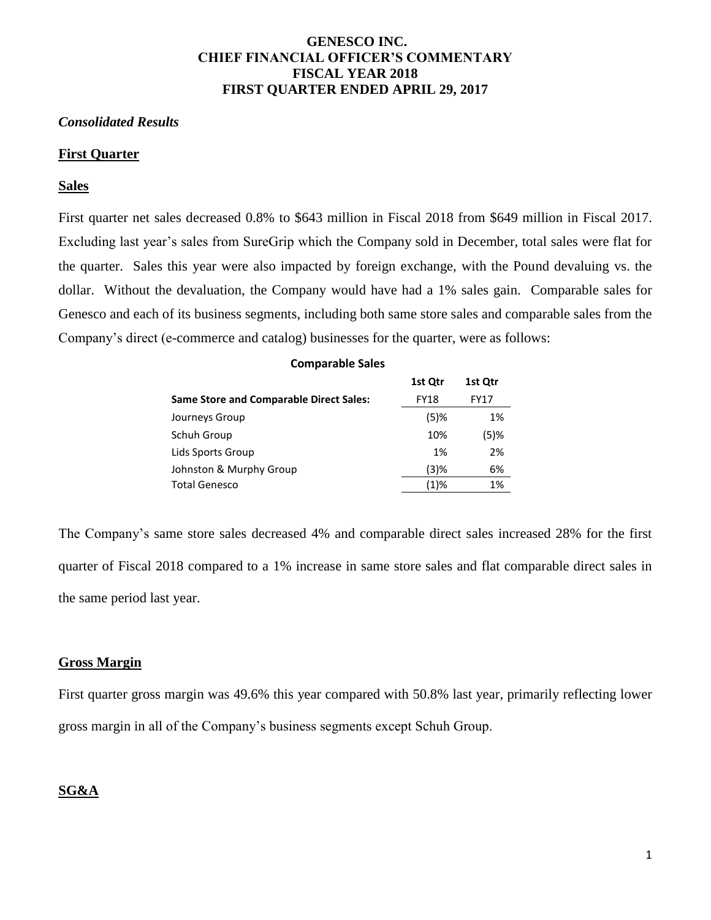# GENESCO INC.
# CHIEF FINANCIAL OFFICER'S COMMENTARY
# FISCAL YEAR 2018
# FIRST QUARTER ENDED APRIL 29, 2017

***Consolidated Results***

## First Quarter

### Sales

First quarter net sales decreased 0.8% to $643 million in Fiscal 2018 from $649 million in Fiscal 2017. Excluding last year's sales from SureGrip which the Company sold in December, total sales were flat for the quarter. Sales this year were also impacted by foreign exchange, with the Pound devaluing vs. the dollar. Without the devaluation, the Company would have had a 1% sales gain. Comparable sales for Genesco and each of its business segments, including both same store sales and comparable sales from the Company's direct (e-commerce and catalog) businesses for the quarter, were as follows:

**Comparable Sales**

| Same Store and Comparable Direct Sales: | 1st Qtr FY18 | 1st Qtr FY17 |
|---|---|---|
| Journeys Group | (5)% | 1% |
| Schuh Group | 10% | (5)% |
| Lids Sports Group | 1% | 2% |
| Johnston & Murphy Group | (3)% | 6% |
| Total Genesco | (1)% | 1% |

The Company's same store sales decreased 4% and comparable direct sales increased 28% for the first quarter of Fiscal 2018 compared to a 1% increase in same store sales and flat comparable direct sales in the same period last year.

### Gross Margin

First quarter gross margin was 49.6% this year compared with 50.8% last year, primarily reflecting lower gross margin in all of the Company's business segments except Schuh Group.

### SG&A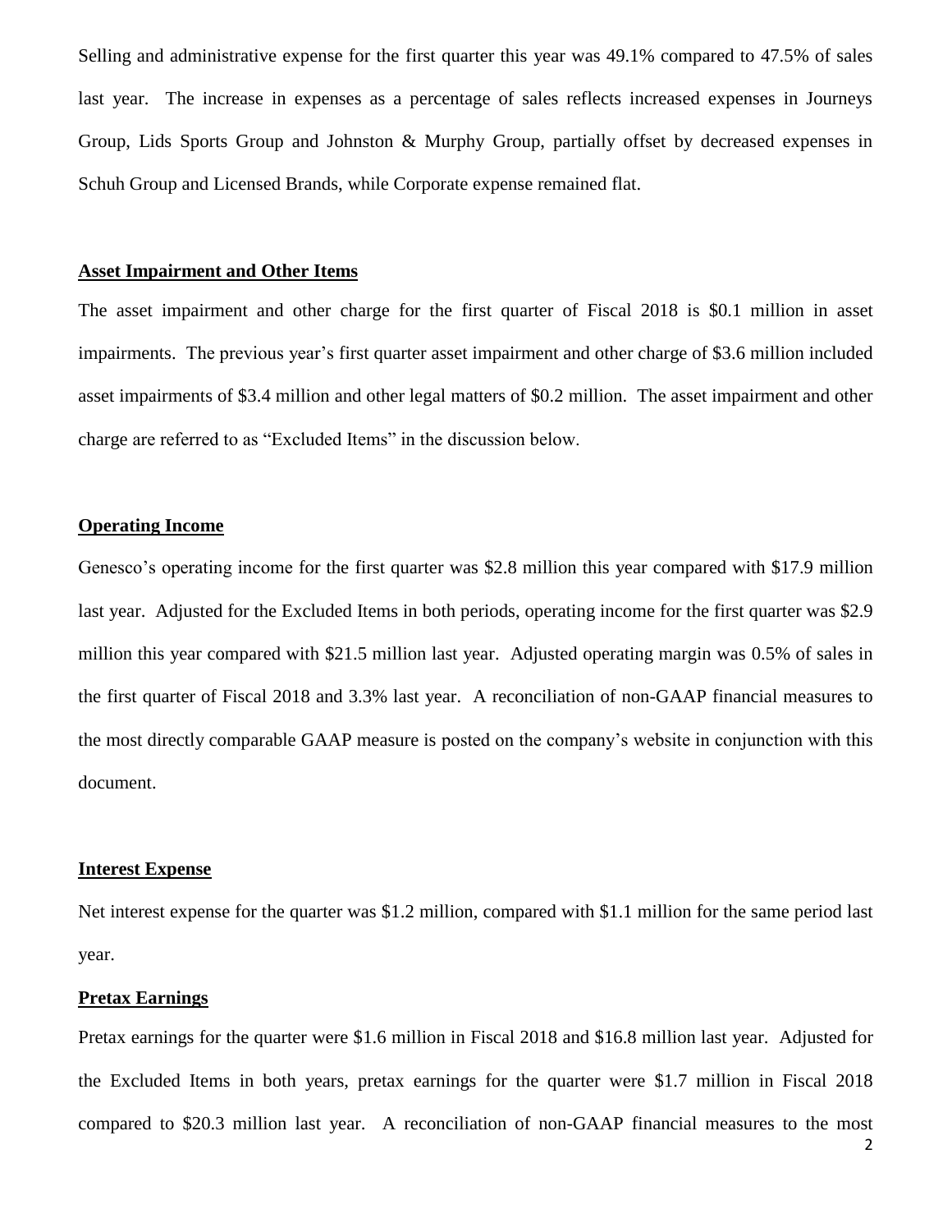Selling and administrative expense for the first quarter this year was 49.1% compared to 47.5% of sales last year. The increase in expenses as a percentage of sales reflects increased expenses in Journeys Group, Lids Sports Group and Johnston & Murphy Group, partially offset by decreased expenses in Schuh Group and Licensed Brands, while Corporate expense remained flat.

## Asset Impairment and Other Items

The asset impairment and other charge for the first quarter of Fiscal 2018 is $0.1 million in asset impairments. The previous year's first quarter asset impairment and other charge of $3.6 million included asset impairments of $3.4 million and other legal matters of $0.2 million. The asset impairment and other charge are referred to as "Excluded Items" in the discussion below.

## Operating Income

Genesco's operating income for the first quarter was $2.8 million this year compared with $17.9 million last year. Adjusted for the Excluded Items in both periods, operating income for the first quarter was $2.9 million this year compared with $21.5 million last year. Adjusted operating margin was 0.5% of sales in the first quarter of Fiscal 2018 and 3.3% last year. A reconciliation of non-GAAP financial measures to the most directly comparable GAAP measure is posted on the company's website in conjunction with this document.

## Interest Expense

Net interest expense for the quarter was $1.2 million, compared with $1.1 million for the same period last year.

## Pretax Earnings

Pretax earnings for the quarter were $1.6 million in Fiscal 2018 and $16.8 million last year. Adjusted for the Excluded Items in both years, pretax earnings for the quarter were $1.7 million in Fiscal 2018 compared to $20.3 million last year. A reconciliation of non-GAAP financial measures to the most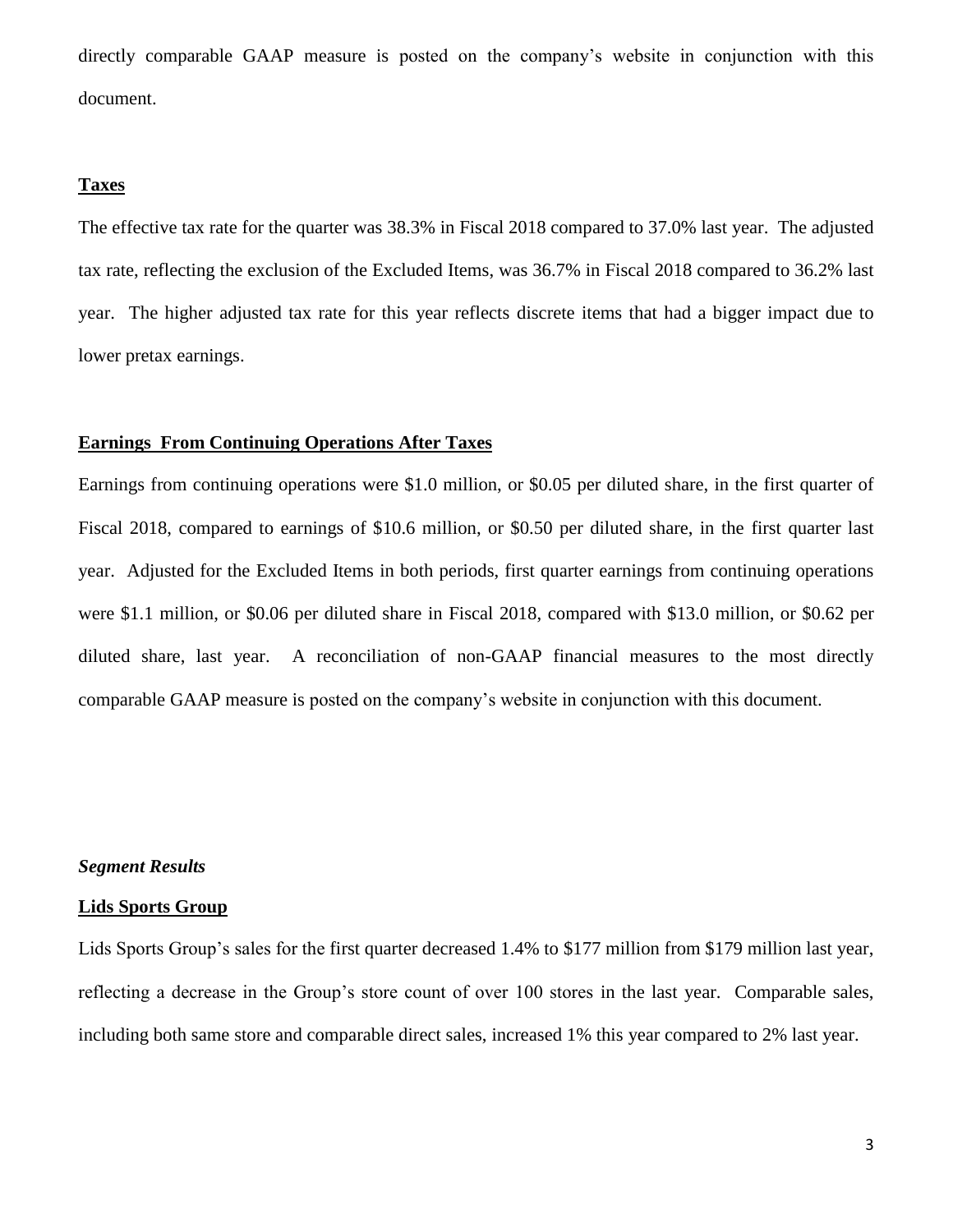directly comparable GAAP measure is posted on the company's website in conjunction with this document.

**Taxes**

The effective tax rate for the quarter was 38.3% in Fiscal 2018 compared to 37.0% last year. The adjusted tax rate, reflecting the exclusion of the Excluded Items, was 36.7% in Fiscal 2018 compared to 36.2% last year. The higher adjusted tax rate for this year reflects discrete items that had a bigger impact due to lower pretax earnings.

**Earnings From Continuing Operations After Taxes**

Earnings from continuing operations were $1.0 million, or $0.05 per diluted share, in the first quarter of Fiscal 2018, compared to earnings of $10.6 million, or $0.50 per diluted share, in the first quarter last year. Adjusted for the Excluded Items in both periods, first quarter earnings from continuing operations were $1.1 million, or $0.06 per diluted share in Fiscal 2018, compared with $13.0 million, or $0.62 per diluted share, last year. A reconciliation of non-GAAP financial measures to the most directly comparable GAAP measure is posted on the company's website in conjunction with this document.

***Segment Results***

**Lids Sports Group**

Lids Sports Group's sales for the first quarter decreased 1.4% to $177 million from $179 million last year, reflecting a decrease in the Group's store count of over 100 stores in the last year. Comparable sales, including both same store and comparable direct sales, increased 1% this year compared to 2% last year.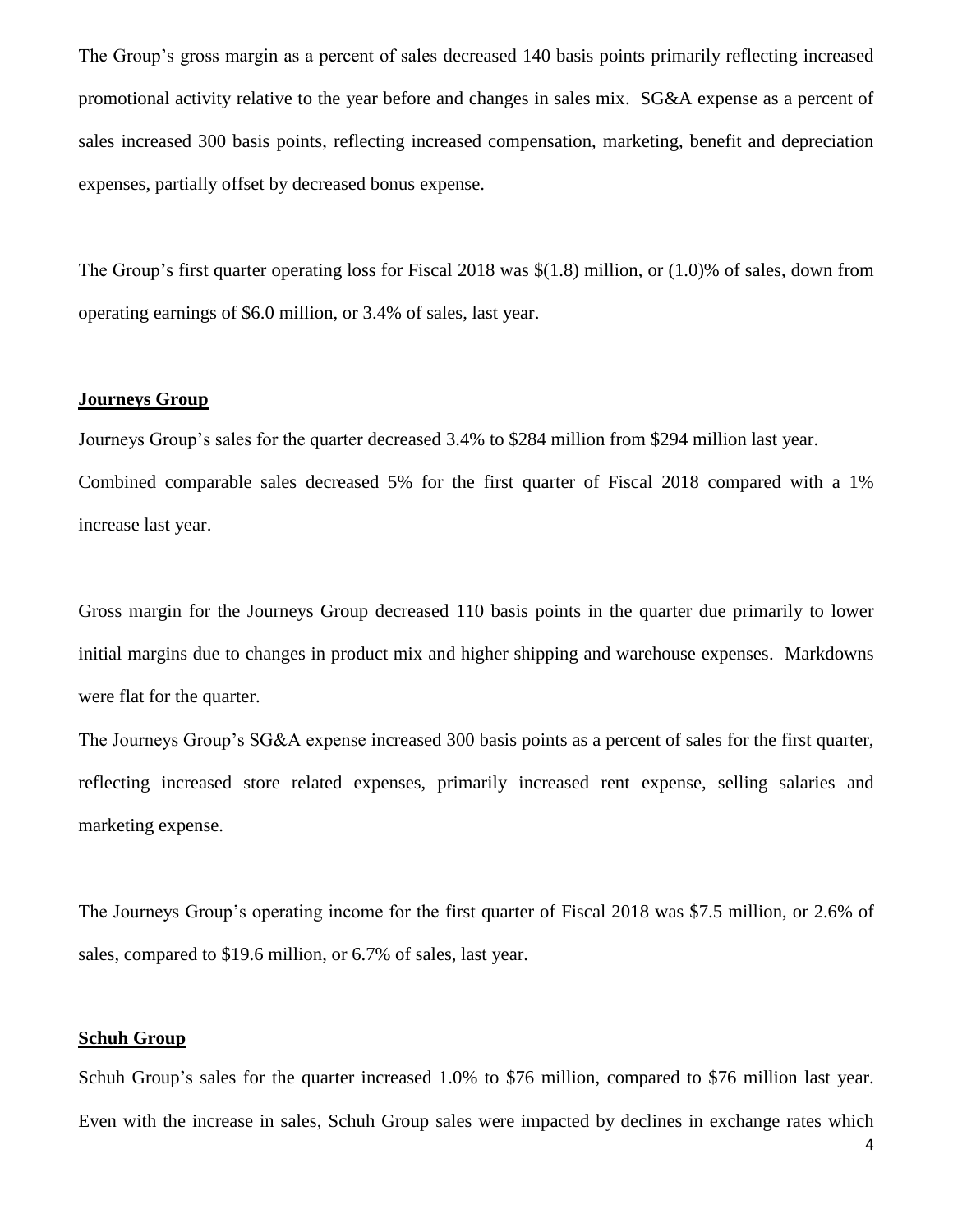The Group's gross margin as a percent of sales decreased 140 basis points primarily reflecting increased promotional activity relative to the year before and changes in sales mix. SG&A expense as a percent of sales increased 300 basis points, reflecting increased compensation, marketing, benefit and depreciation expenses, partially offset by decreased bonus expense.

The Group's first quarter operating loss for Fiscal 2018 was $(1.8) million, or (1.0)% of sales, down from operating earnings of $6.0 million, or 3.4% of sales, last year.

**Journeys Group**

Journeys Group's sales for the quarter decreased 3.4% to $284 million from $294 million last year. Combined comparable sales decreased 5% for the first quarter of Fiscal 2018 compared with a 1% increase last year.

Gross margin for the Journeys Group decreased 110 basis points in the quarter due primarily to lower initial margins due to changes in product mix and higher shipping and warehouse expenses. Markdowns were flat for the quarter.

The Journeys Group's SG&A expense increased 300 basis points as a percent of sales for the first quarter, reflecting increased store related expenses, primarily increased rent expense, selling salaries and marketing expense.

The Journeys Group's operating income for the first quarter of Fiscal 2018 was $7.5 million, or 2.6% of sales, compared to $19.6 million, or 6.7% of sales, last year.

**Schuh Group**

Schuh Group's sales for the quarter increased 1.0% to $76 million, compared to $76 million last year. Even with the increase in sales, Schuh Group sales were impacted by declines in exchange rates which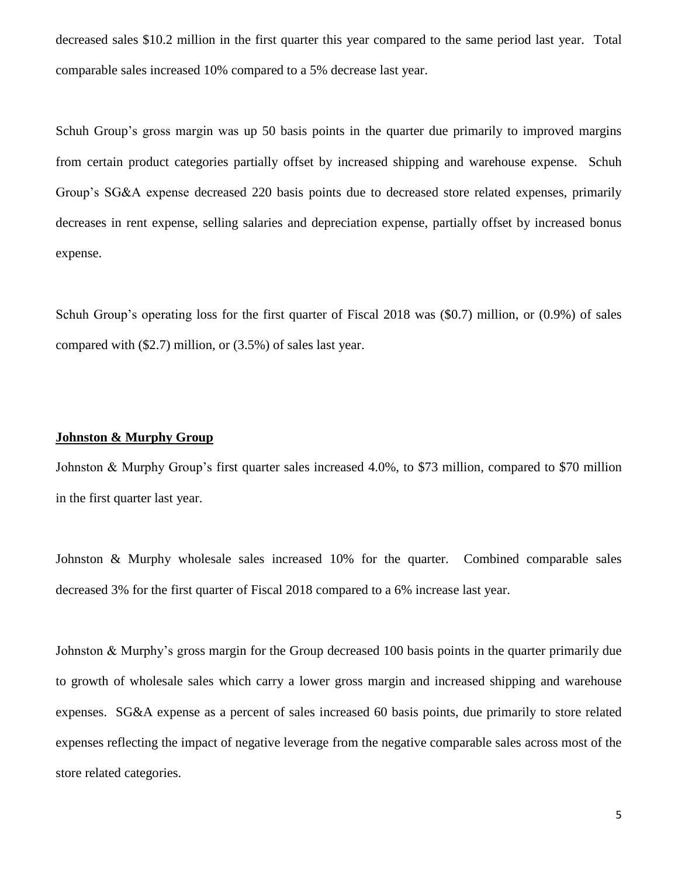decreased sales $10.2 million in the first quarter this year compared to the same period last year. Total comparable sales increased 10% compared to a 5% decrease last year.

Schuh Group's gross margin was up 50 basis points in the quarter due primarily to improved margins from certain product categories partially offset by increased shipping and warehouse expense. Schuh Group's SG&A expense decreased 220 basis points due to decreased store related expenses, primarily decreases in rent expense, selling salaries and depreciation expense, partially offset by increased bonus expense.

Schuh Group's operating loss for the first quarter of Fiscal 2018 was ($0.7) million, or (0.9%) of sales compared with ($2.7) million, or (3.5%) of sales last year.

**Johnston & Murphy Group**

Johnston & Murphy Group's first quarter sales increased 4.0%, to $73 million, compared to $70 million in the first quarter last year.

Johnston & Murphy wholesale sales increased 10% for the quarter. Combined comparable sales decreased 3% for the first quarter of Fiscal 2018 compared to a 6% increase last year.

Johnston & Murphy's gross margin for the Group decreased 100 basis points in the quarter primarily due to growth of wholesale sales which carry a lower gross margin and increased shipping and warehouse expenses. SG&A expense as a percent of sales increased 60 basis points, due primarily to store related expenses reflecting the impact of negative leverage from the negative comparable sales across most of the store related categories.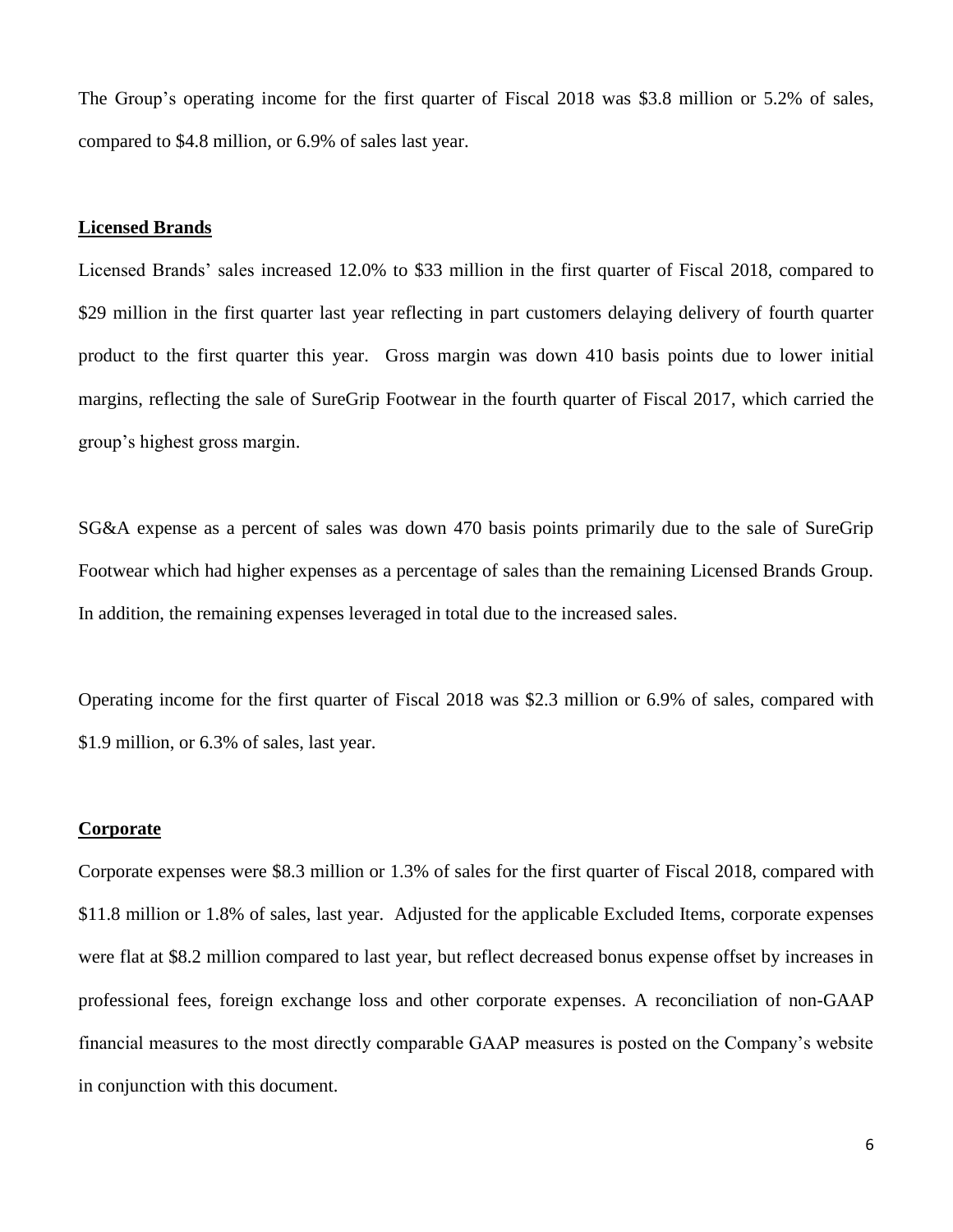The Group's operating income for the first quarter of Fiscal 2018 was $3.8 million or 5.2% of sales, compared to $4.8 million, or 6.9% of sales last year.

## Licensed Brands

Licensed Brands' sales increased 12.0% to $33 million in the first quarter of Fiscal 2018, compared to $29 million in the first quarter last year reflecting in part customers delaying delivery of fourth quarter product to the first quarter this year. Gross margin was down 410 basis points due to lower initial margins, reflecting the sale of SureGrip Footwear in the fourth quarter of Fiscal 2017, which carried the group's highest gross margin.

SG&A expense as a percent of sales was down 470 basis points primarily due to the sale of SureGrip Footwear which had higher expenses as a percentage of sales than the remaining Licensed Brands Group. In addition, the remaining expenses leveraged in total due to the increased sales.

Operating income for the first quarter of Fiscal 2018 was $2.3 million or 6.9% of sales, compared with $1.9 million, or 6.3% of sales, last year.

## Corporate

Corporate expenses were $8.3 million or 1.3% of sales for the first quarter of Fiscal 2018, compared with $11.8 million or 1.8% of sales, last year. Adjusted for the applicable Excluded Items, corporate expenses were flat at $8.2 million compared to last year, but reflect decreased bonus expense offset by increases in professional fees, foreign exchange loss and other corporate expenses. A reconciliation of non-GAAP financial measures to the most directly comparable GAAP measures is posted on the Company's website in conjunction with this document.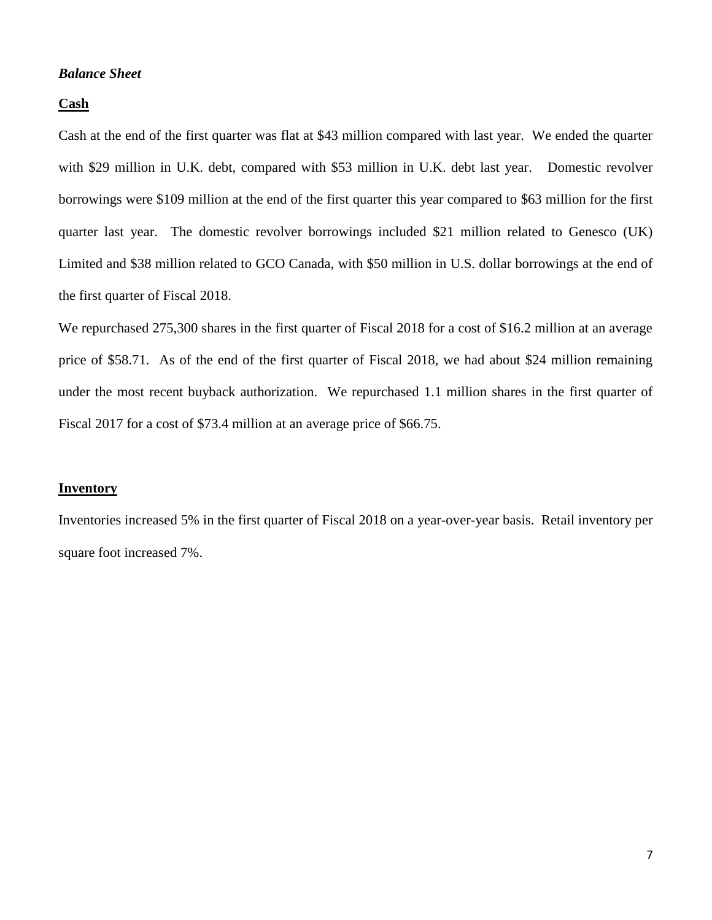***Balance Sheet***

**Cash**

Cash at the end of the first quarter was flat at $43 million compared with last year. We ended the quarter with $29 million in U.K. debt, compared with $53 million in U.K. debt last year. Domestic revolver borrowings were $109 million at the end of the first quarter this year compared to $63 million for the first quarter last year. The domestic revolver borrowings included $21 million related to Genesco (UK) Limited and $38 million related to GCO Canada, with $50 million in U.S. dollar borrowings at the end of the first quarter of Fiscal 2018.

We repurchased 275,300 shares in the first quarter of Fiscal 2018 for a cost of $16.2 million at an average price of $58.71. As of the end of the first quarter of Fiscal 2018, we had about $24 million remaining under the most recent buyback authorization. We repurchased 1.1 million shares in the first quarter of Fiscal 2017 for a cost of $73.4 million at an average price of $66.75.

**Inventory**

Inventories increased 5% in the first quarter of Fiscal 2018 on a year-over-year basis. Retail inventory per square foot increased 7%.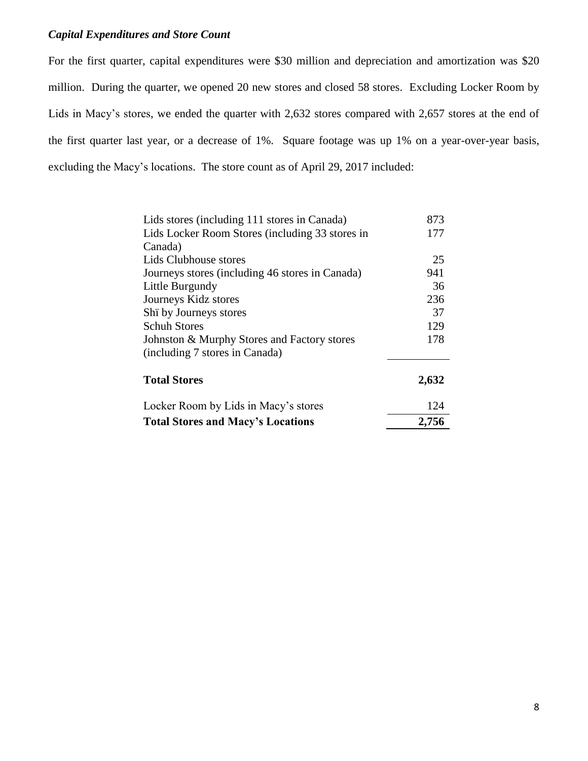### *Capital Expenditures and Store Count*

For the first quarter, capital expenditures were $30 million and depreciation and amortization was $20 million. During the quarter, we opened 20 new stores and closed 58 stores. Excluding Locker Room by Lids in Macy's stores, we ended the quarter with 2,632 stores compared with 2,657 stores at the end of the first quarter last year, or a decrease of 1%. Square footage was up 1% on a year-over-year basis, excluding the Macy's locations. The store count as of April 29, 2017 included:

| | |
|---|---|
| Lids stores (including 111 stores in Canada) | 873 |
| Lids Locker Room Stores (including 33 stores in Canada) | 177 |
| Lids Clubhouse stores | 25 |
| Journeys stores (including 46 stores in Canada) | 941 |
| Little Burgundy | 36 |
| Journeys Kidz stores | 236 |
| Shï by Journeys stores | 37 |
| Schuh Stores | 129 |
| Johnston & Murphy Stores and Factory stores (including 7 stores in Canada) | 178 |
| **Total Stores** | **2,632** |
| Locker Room by Lids in Macy's stores | 124 |
| **Total Stores and Macy's Locations** | **2,756** |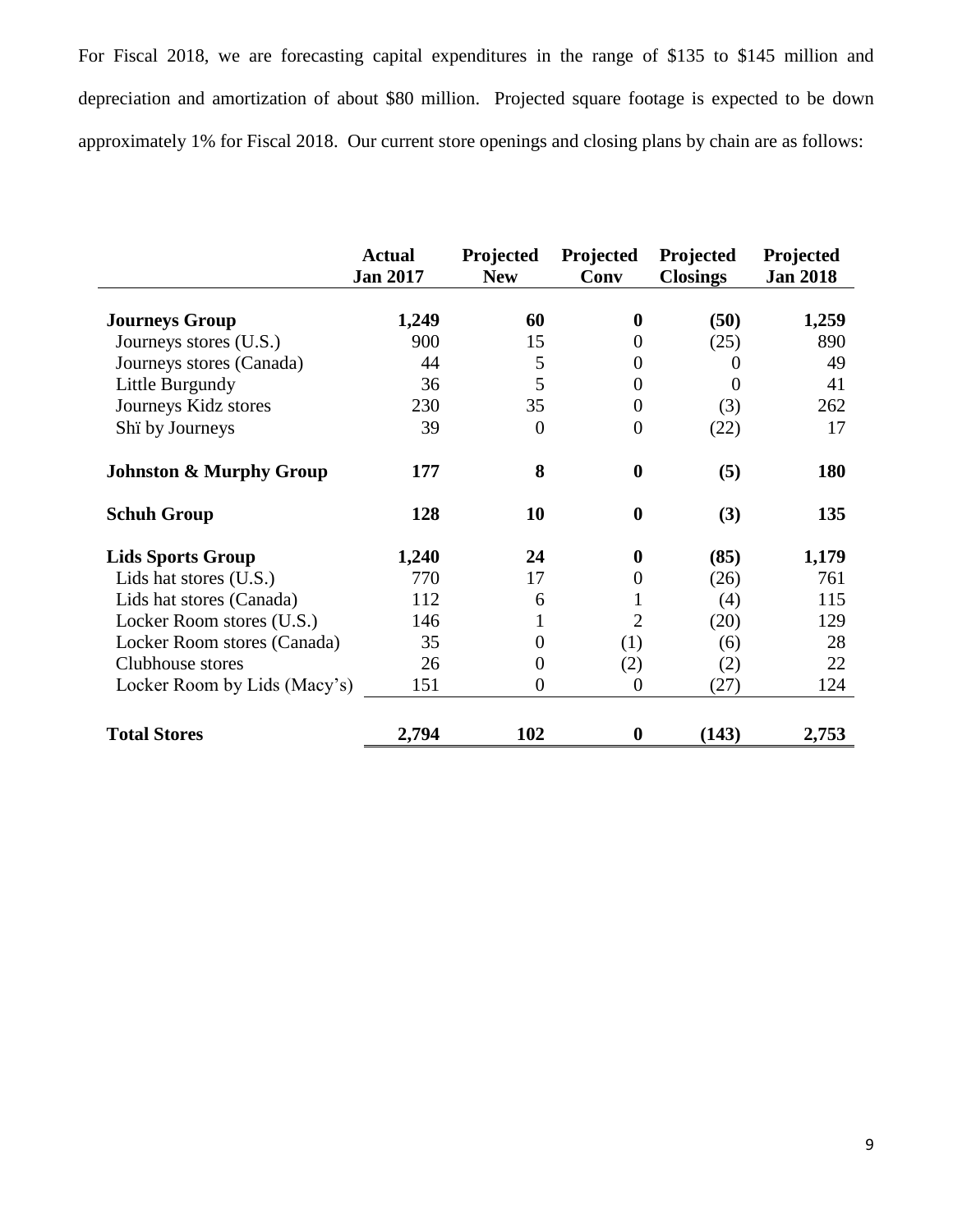For Fiscal 2018, we are forecasting capital expenditures in the range of $135 to $145 million and depreciation and amortization of about $80 million. Projected square footage is expected to be down approximately 1% for Fiscal 2018. Our current store openings and closing plans by chain are as follows:

| | Actual Jan 2017 | Projected New | Projected Conv | Projected Closings | Projected Jan 2018 |
|---|---|---|---|---|---|
| **Journeys Group** | **1,249** | **60** | **0** | **(50)** | **1,259** |
| Journeys stores (U.S.) | 900 | 15 | 0 | (25) | 890 |
| Journeys stores (Canada) | 44 | 5 | 0 | 0 | 49 |
| Little Burgundy | 36 | 5 | 0 | 0 | 41 |
| Journeys Kidz stores | 230 | 35 | 0 | (3) | 262 |
| Shï by Journeys | 39 | 0 | 0 | (22) | 17 |
| **Johnston & Murphy Group** | **177** | **8** | **0** | **(5)** | **180** |
| **Schuh Group** | **128** | **10** | **0** | **(3)** | **135** |
| **Lids Sports Group** | **1,240** | **24** | **0** | **(85)** | **1,179** |
| Lids hat stores (U.S.) | 770 | 17 | 0 | (26) | 761 |
| Lids hat stores (Canada) | 112 | 6 | 1 | (4) | 115 |
| Locker Room stores (U.S.) | 146 | 1 | 2 | (20) | 129 |
| Locker Room stores (Canada) | 35 | 0 | (1) | (6) | 28 |
| Clubhouse stores | 26 | 0 | (2) | (2) | 22 |
| Locker Room by Lids (Macy's) | 151 | 0 | 0 | (27) | 124 |
| **Total Stores** | **2,794** | **102** | **0** | **(143)** | **2,753** |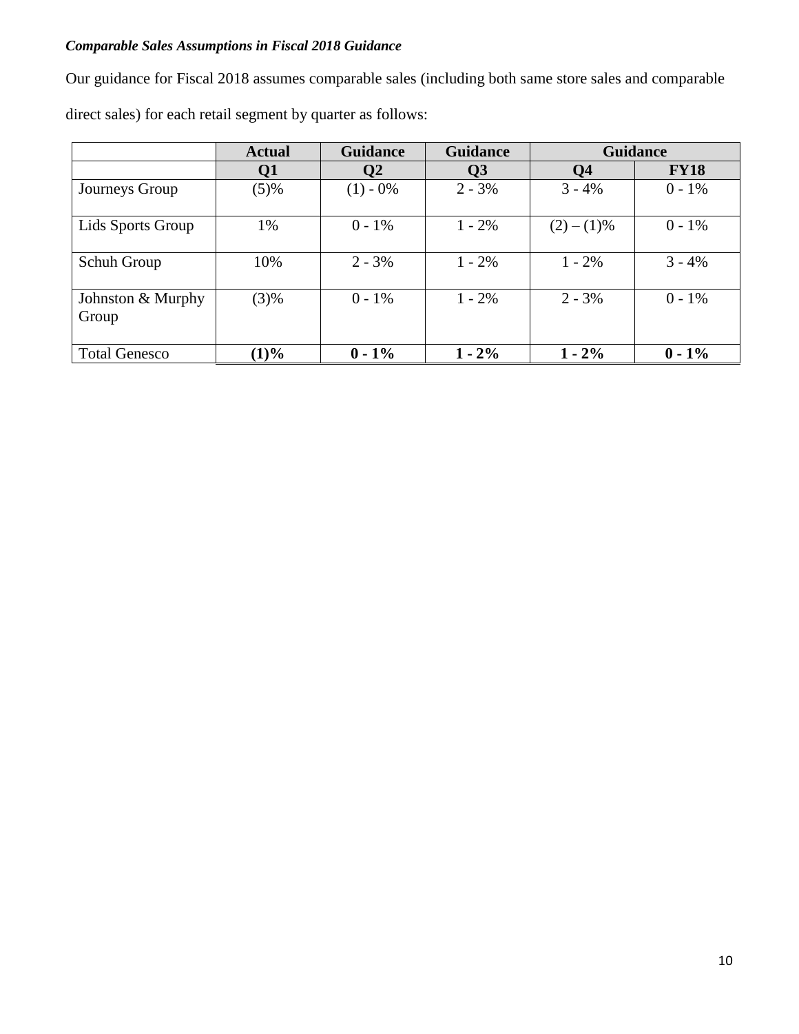***Comparable Sales Assumptions in Fiscal 2018 Guidance***

Our guidance for Fiscal 2018 assumes comparable sales (including both same store sales and comparable direct sales) for each retail segment by quarter as follows:

| | **Actual** | **Guidance** | **Guidance** | **Guidance** | |
|---|---|---|---|---|---|
| | **Q1** | **Q2** | **Q3** | **Q4** | **FY18** |
| Journeys Group | (5)% | (1) - 0% | 2 - 3% | 3 - 4% | 0 - 1% |
| Lids Sports Group | 1% | 0 - 1% | 1 - 2% | (2) – (1)% | 0 - 1% |
| Schuh Group | 10% | 2 - 3% | 1 - 2% | 1 - 2% | 3 - 4% |
| Johnston & Murphy Group | (3)% | 0 - 1% | 1 - 2% | 2 - 3% | 0 - 1% |
| Total Genesco | **(1)%** | **0 - 1%** | **1 - 2%** | **1 - 2%** | **0 - 1%** |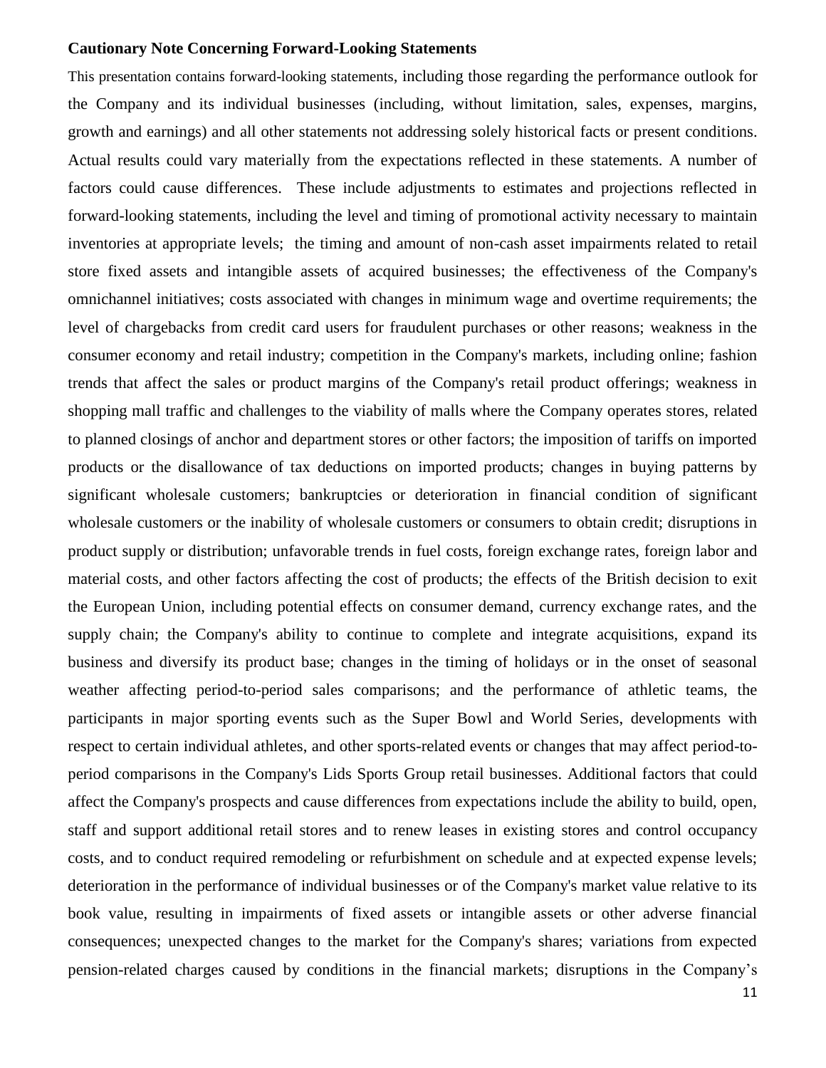**Cautionary Note Concerning Forward-Looking Statements**

This presentation contains forward-looking statements, including those regarding the performance outlook for the Company and its individual businesses (including, without limitation, sales, expenses, margins, growth and earnings) and all other statements not addressing solely historical facts or present conditions. Actual results could vary materially from the expectations reflected in these statements. A number of factors could cause differences. These include adjustments to estimates and projections reflected in forward-looking statements, including the level and timing of promotional activity necessary to maintain inventories at appropriate levels; the timing and amount of non-cash asset impairments related to retail store fixed assets and intangible assets of acquired businesses; the effectiveness of the Company's omnichannel initiatives; costs associated with changes in minimum wage and overtime requirements; the level of chargebacks from credit card users for fraudulent purchases or other reasons; weakness in the consumer economy and retail industry; competition in the Company's markets, including online; fashion trends that affect the sales or product margins of the Company's retail product offerings; weakness in shopping mall traffic and challenges to the viability of malls where the Company operates stores, related to planned closings of anchor and department stores or other factors; the imposition of tariffs on imported products or the disallowance of tax deductions on imported products; changes in buying patterns by significant wholesale customers; bankruptcies or deterioration in financial condition of significant wholesale customers or the inability of wholesale customers or consumers to obtain credit; disruptions in product supply or distribution; unfavorable trends in fuel costs, foreign exchange rates, foreign labor and material costs, and other factors affecting the cost of products; the effects of the British decision to exit the European Union, including potential effects on consumer demand, currency exchange rates, and the supply chain; the Company's ability to continue to complete and integrate acquisitions, expand its business and diversify its product base; changes in the timing of holidays or in the onset of seasonal weather affecting period-to-period sales comparisons; and the performance of athletic teams, the participants in major sporting events such as the Super Bowl and World Series, developments with respect to certain individual athletes, and other sports-related events or changes that may affect period-to-period comparisons in the Company's Lids Sports Group retail businesses. Additional factors that could affect the Company's prospects and cause differences from expectations include the ability to build, open, staff and support additional retail stores and to renew leases in existing stores and control occupancy costs, and to conduct required remodeling or refurbishment on schedule and at expected expense levels; deterioration in the performance of individual businesses or of the Company's market value relative to its book value, resulting in impairments of fixed assets or intangible assets or other adverse financial consequences; unexpected changes to the market for the Company's shares; variations from expected pension-related charges caused by conditions in the financial markets; disruptions in the Company's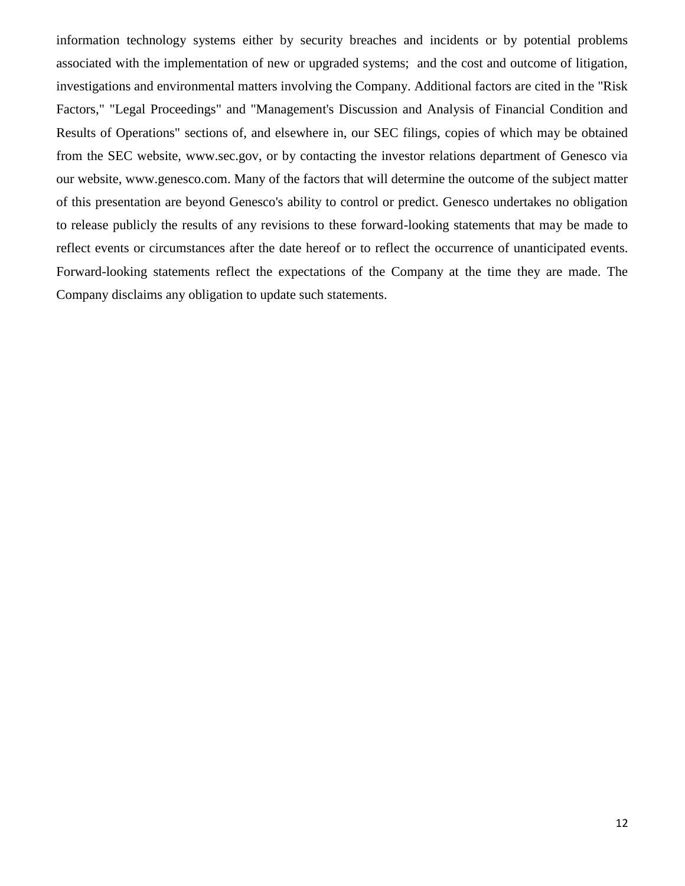information technology systems either by security breaches and incidents or by potential problems associated with the implementation of new or upgraded systems; and the cost and outcome of litigation, investigations and environmental matters involving the Company. Additional factors are cited in the "Risk Factors," "Legal Proceedings" and "Management's Discussion and Analysis of Financial Condition and Results of Operations" sections of, and elsewhere in, our SEC filings, copies of which may be obtained from the SEC website, www.sec.gov, or by contacting the investor relations department of Genesco via our website, www.genesco.com. Many of the factors that will determine the outcome of the subject matter of this presentation are beyond Genesco's ability to control or predict. Genesco undertakes no obligation to release publicly the results of any revisions to these forward-looking statements that may be made to reflect events or circumstances after the date hereof or to reflect the occurrence of unanticipated events. Forward-looking statements reflect the expectations of the Company at the time they are made. The Company disclaims any obligation to update such statements.